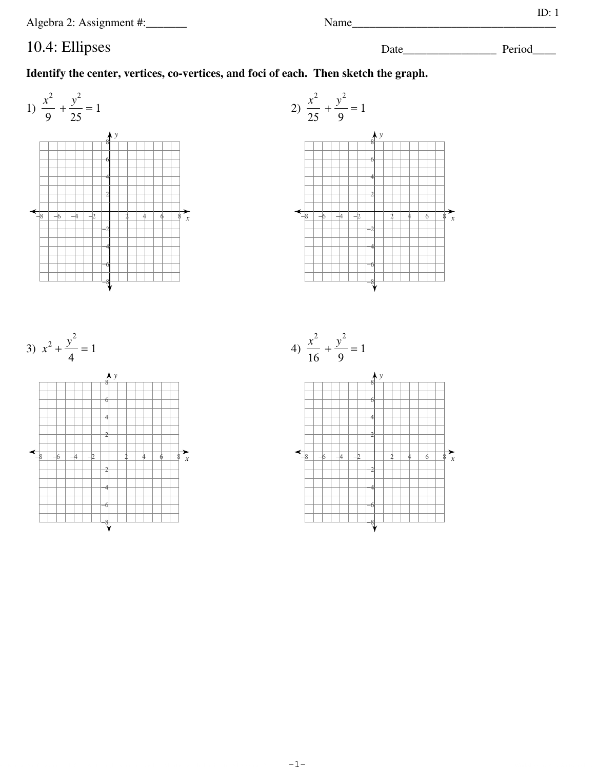Algebra 2: Assignment #:_______ Name___________________________________

ID: 1

# 10.4: Ellipses

Date________________ Period____

**Identify the center, vertices, co-vertices, and foci of each. Then sketch the graph.**

1) $\dfrac{x^2}{9} + \dfrac{y^2}{25} = 1$

2) $\dfrac{x^2}{25} + \dfrac{y^2}{9} = 1$

3) $x^2 + \dfrac{y^2}{4} = 1$

4) $\dfrac{x^2}{16} + \dfrac{y^2}{9} = 1$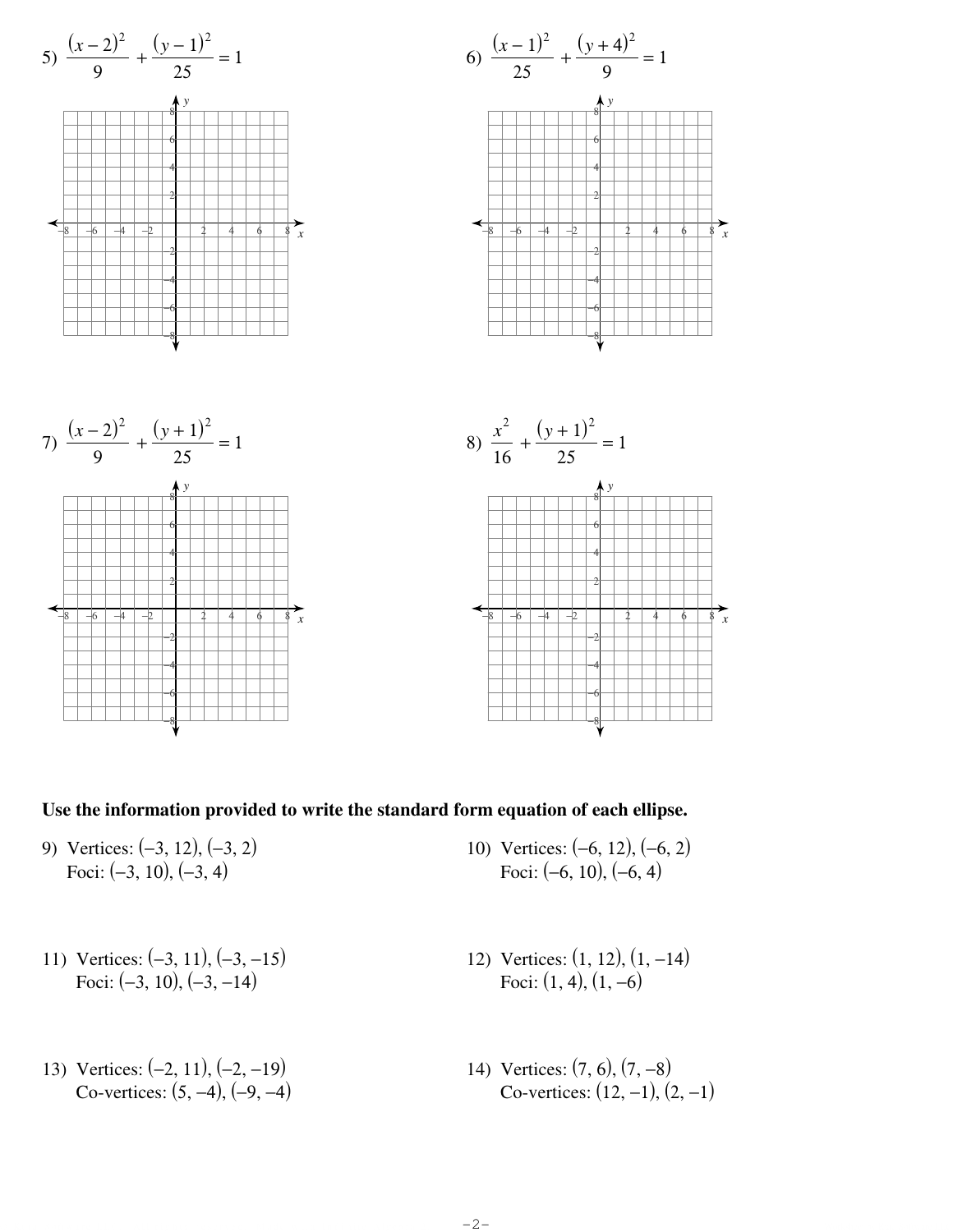5) $\dfrac{(x-2)^2}{9} + \dfrac{(y-1)^2}{25} = 1$

6) $\dfrac{(x-1)^2}{25} + \dfrac{(y+4)^2}{9} = 1$

7) $\dfrac{(x-2)^2}{9} + \dfrac{(y+1)^2}{25} = 1$

8) $\dfrac{x^2}{16} + \dfrac{(y+1)^2}{25} = 1$

**Use the information provided to write the standard form equation of each ellipse.**

9) Vertices: $(-3, 12)$, $(-3, 2)$
Foci: $(-3, 10)$, $(-3, 4)$

10) Vertices: $(-6, 12)$, $(-6, 2)$
Foci: $(-6, 10)$, $(-6, 4)$

11) Vertices: $(-3, 11)$, $(-3, -15)$
Foci: $(-3, 10)$, $(-3, -14)$

12) Vertices: $(1, 12)$, $(1, -14)$
Foci: $(1, 4)$, $(1, -6)$

13) Vertices: $(-2, 11)$, $(-2, -19)$
Co-vertices: $(5, -4)$, $(-9, -4)$

14) Vertices: $(7, 6)$, $(7, -8)$
Co-vertices: $(12, -1)$, $(2, -1)$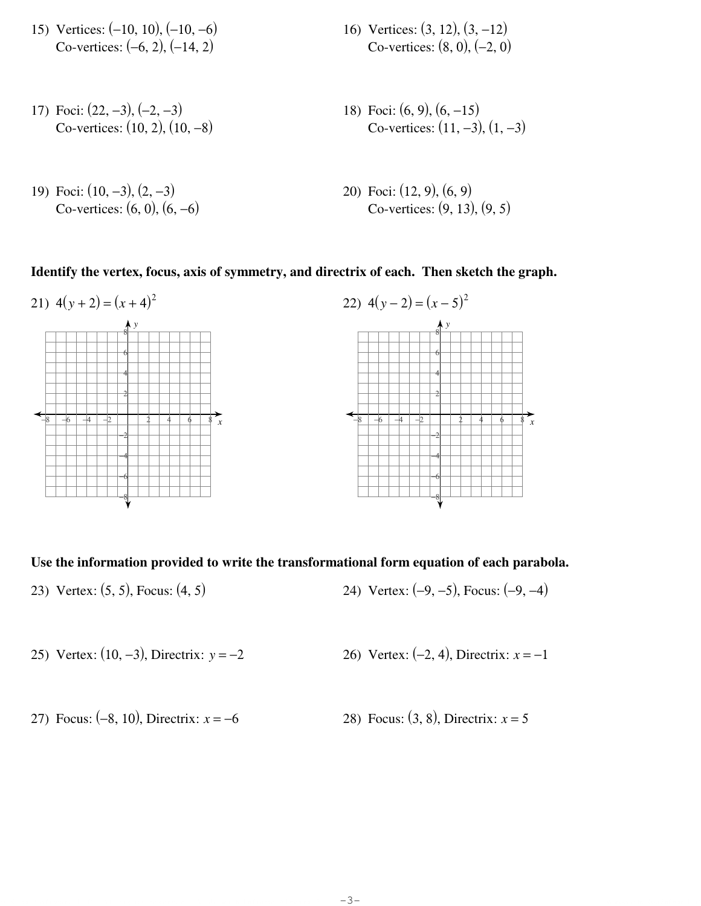15) Vertices: $(-10, 10)$, $(-10, -6)$
Co-vertices: $(-6, 2)$, $(-14, 2)$

16) Vertices: $(3, 12)$, $(3, -12)$
Co-vertices: $(8, 0)$, $(-2, 0)$

17) Foci: $(22, -3)$, $(-2, -3)$
Co-vertices: $(10, 2)$, $(10, -8)$

18) Foci: $(6, 9)$, $(6, -15)$
Co-vertices: $(11, -3)$, $(1, -3)$

19) Foci: $(10, -3)$, $(2, -3)$
Co-vertices: $(6, 0)$, $(6, -6)$

20) Foci: $(12, 9)$, $(6, 9)$
Co-vertices: $(9, 13)$, $(9, 5)$

**Identify the vertex, focus, axis of symmetry, and directrix of each. Then sketch the graph.**

21) $4(y + 2) = (x + 4)^2$

22) $4(y - 2) = (x - 5)^2$

**Use the information provided to write the transformational form equation of each parabola.**

23) Vertex: $(5, 5)$, Focus: $(4, 5)$

24) Vertex: $(-9, -5)$, Focus: $(-9, -4)$

25) Vertex: $(10, -3)$, Directrix: $y = -2$

26) Vertex: $(-2, 4)$, Directrix: $x = -1$

27) Focus: $(-8, 10)$, Directrix: $x = -6$

28) Focus: $(3, 8)$, Directrix: $x = 5$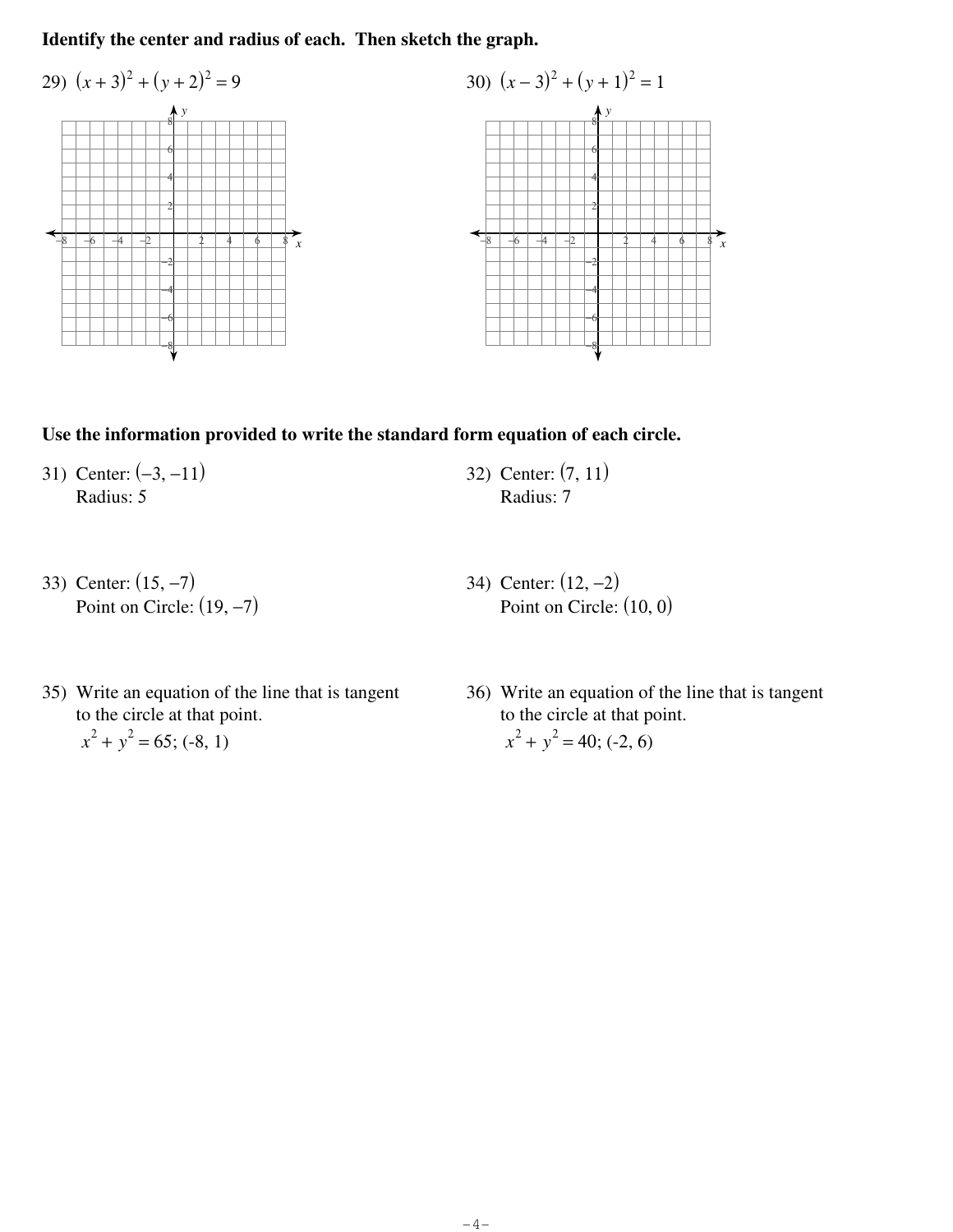**Identify the center and radius of each. Then sketch the graph.**

29) $(x + 3)^2 + (y + 2)^2 = 9$

30) $(x - 3)^2 + (y + 1)^2 = 1$

**Use the information provided to write the standard form equation of each circle.**

31) Center: $(-3, -11)$
Radius: 5

32) Center: $(7, 11)$
Radius: 7

33) Center: $(15, -7)$
Point on Circle: $(19, -7)$

34) Center: $(12, -2)$
Point on Circle: $(10, 0)$

35) Write an equation of the line that is tangent to the circle at that point.
$x^2 + y^2 = 65$; (-8, 1)

36) Write an equation of the line that is tangent to the circle at that point.
$x^2 + y^2 = 40$; (-2, 6)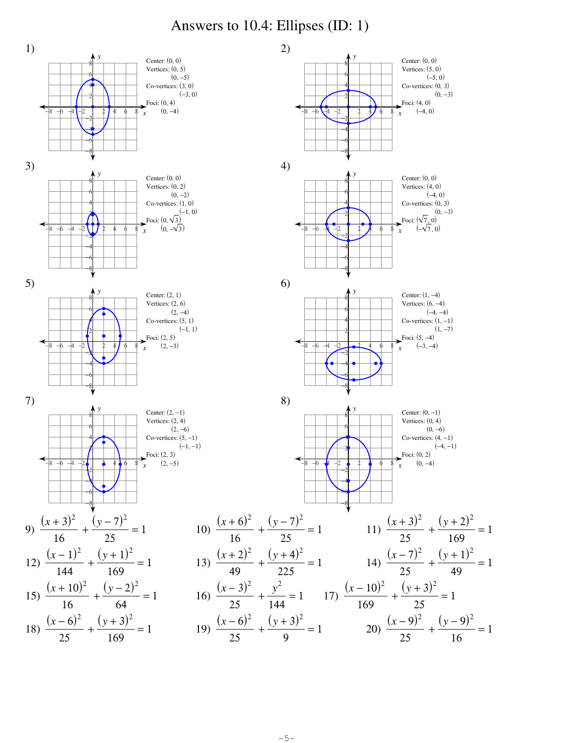# Answers to 10.4: Ellipses (ID: 1)

1) Center: $(0, 0)$
Vertices: $(0, 5)$, $(0, -5)$
Co-vertices: $(3, 0)$, $(-3, 0)$
Foci: $(0, 4)$, $(0, -4)$

2) Center: $(0, 0)$
Vertices: $(5, 0)$, $(-5, 0)$
Co-vertices: $(0, 3)$, $(0, -3)$
Foci: $(4, 0)$, $(-4, 0)$

3) Center: $(0, 0)$
Vertices: $(0, 2)$, $(0, -2)$
Co-vertices: $(1, 0)$, $(-1, 0)$
Foci: $(0, \sqrt{3})$, $(0, -\sqrt{3})$

4) Center: $(0, 0)$
Vertices: $(4, 0)$, $(-4, 0)$
Co-vertices: $(0, 3)$, $(0, -3)$
Foci: $(\sqrt{7}, 0)$, $(-\sqrt{7}, 0)$

5) Center: $(2, 1)$
Vertices: $(2, 6)$, $(2, -4)$
Co-vertices: $(5, 1)$, $(-1, 1)$
Foci: $(2, 5)$, $(2, -3)$

6) Center: $(1, -4)$
Vertices: $(6, -4)$, $(-4, -4)$
Co-vertices: $(1, -1)$, $(1, -7)$
Foci: $(5, -4)$, $(-3, -4)$

7) Center: $(2, -1)$
Vertices: $(2, 4)$, $(2, -6)$
Co-vertices: $(5, -1)$, $(-1, -1)$
Foci: $(2, 3)$, $(2, -5)$

8) Center: $(0, -1)$
Vertices: $(0, 4)$, $(0, -6)$
Co-vertices: $(4, -1)$, $(-4, -1)$
Foci: $(0, 2)$, $(0, -4)$

9) $\dfrac{(x+3)^2}{16} + \dfrac{(y-7)^2}{25} = 1$

10) $\dfrac{(x+6)^2}{16} + \dfrac{(y-7)^2}{25} = 1$

11) $\dfrac{(x+3)^2}{25} + \dfrac{(y+2)^2}{169} = 1$

12) $\dfrac{(x-1)^2}{144} + \dfrac{(y+1)^2}{169} = 1$

13) $\dfrac{(x+2)^2}{49} + \dfrac{(y+4)^2}{225} = 1$

14) $\dfrac{(x-7)^2}{25} + \dfrac{(y+1)^2}{49} = 1$

15) $\dfrac{(x+10)^2}{16} + \dfrac{(y-2)^2}{64} = 1$

16) $\dfrac{(x-3)^2}{25} + \dfrac{y^2}{144} = 1$

17) $\dfrac{(x-10)^2}{169} + \dfrac{(y+3)^2}{25} = 1$

18) $\dfrac{(x-6)^2}{25} + \dfrac{(y+3)^2}{169} = 1$

19) $\dfrac{(x-6)^2}{25} + \dfrac{(y+3)^2}{9} = 1$

20) $\dfrac{(x-9)^2}{25} + \dfrac{(y-9)^2}{16} = 1$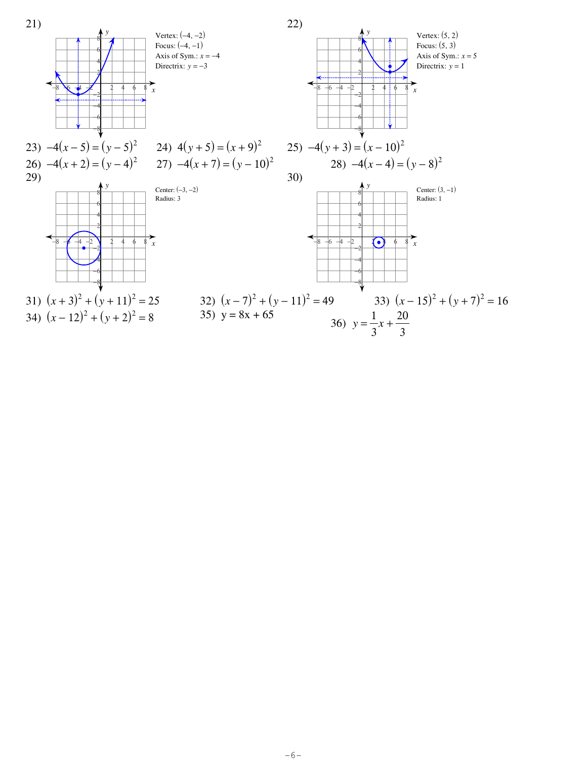21)

Vertex: $(-4, -2)$
Focus: $(-4, -1)$
Axis of Sym.: $x = -4$
Directrix: $y = -3$

22)

Vertex: $(5, 2)$
Focus: $(5, 3)$
Axis of Sym.: $x = 5$
Directrix: $y = 1$

23) $-4(x - 5) = (y - 5)^2$

24) $4(y + 5) = (x + 9)^2$

25) $-4(y + 3) = (x - 10)^2$

26) $-4(x + 2) = (y - 4)^2$

27) $-4(x + 7) = (y - 10)^2$

28) $-4(x - 4) = (y - 8)^2$

29)

Center: $(-3, -2)$
Radius: 3

30)

Center: $(3, -1)$
Radius: 1

31) $(x + 3)^2 + (y + 11)^2 = 25$

32) $(x - 7)^2 + (y - 11)^2 = 49$

33) $(x - 15)^2 + (y + 7)^2 = 16$

34) $(x - 12)^2 + (y + 2)^2 = 8$

35) $y = 8x + 65$

36) $y = \frac{1}{3}x + \frac{20}{3}$